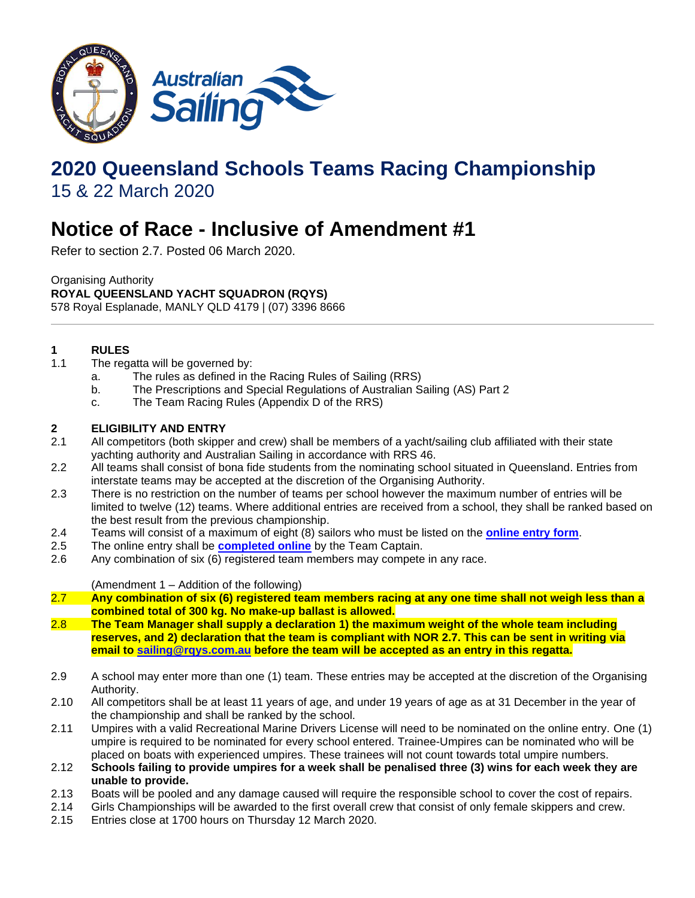# 2020 Queensland Schools Teams Racing Championship

15 & 22 March 2020

# Notice of Race - Inclusive of Amendment #1

Refer to section 2.7. Posted 06 March 2020.

Organising Authority
**ROYAL QUEENSLAND YACHT SQUADRON (RQYS)**
578 Royal Esplanade, MANLY QLD 4179 | (07) 3396 8666

---

## 1 RULES

1.1 The regatta will be governed by:
  a. The rules as defined in the Racing Rules of Sailing (RRS)
  b. The Prescriptions and Special Regulations of Australian Sailing (AS) Part 2
  c. The Team Racing Rules (Appendix D of the RRS)

## 2 ELIGIBILITY AND ENTRY

2.1 All competitors (both skipper and crew) shall be members of a yacht/sailing club affiliated with their state yachting authority and Australian Sailing in accordance with RRS 46.

2.2 All teams shall consist of bona fide students from the nominating school situated in Queensland. Entries from interstate teams may be accepted at the discretion of the Organising Authority.

2.3 There is no restriction on the number of teams per school however the maximum number of entries will be limited to twelve (12) teams. Where additional entries are received from a school, they shall be ranked based on the best result from the previous championship.

2.4 Teams will consist of a maximum of eight (8) sailors who must be listed on the **online entry form**.

2.5 The online entry shall be **completed online** by the Team Captain.

2.6 Any combination of six (6) registered team members may compete in any race.

(Amendment 1 – Addition of the following)

2.7 **Any combination of six (6) registered team members racing at any one time shall not weigh less than a combined total of 300 kg. No make-up ballast is allowed.**

2.8 **The Team Manager shall supply a declaration 1) the maximum weight of the whole team including reserves, and 2) declaration that the team is compliant with NOR 2.7. This can be sent in writing via email to sailing@rqys.com.au before the team will be accepted as an entry in this regatta.**

2.9 A school may enter more than one (1) team. These entries may be accepted at the discretion of the Organising Authority.

2.10 All competitors shall be at least 11 years of age, and under 19 years of age as at 31 December in the year of the championship and shall be ranked by the school.

2.11 Umpires with a valid Recreational Marine Drivers License will need to be nominated on the online entry. One (1) umpire is required to be nominated for every school entered. Trainee-Umpires can be nominated who will be placed on boats with experienced umpires. These trainees will not count towards total umpire numbers.

2.12 **Schools failing to provide umpires for a week shall be penalised three (3) wins for each week they are unable to provide.**

2.13 Boats will be pooled and any damage caused will require the responsible school to cover the cost of repairs.

2.14 Girls Championships will be awarded to the first overall crew that consist of only female skippers and crew.

2.15 Entries close at 1700 hours on Thursday 12 March 2020.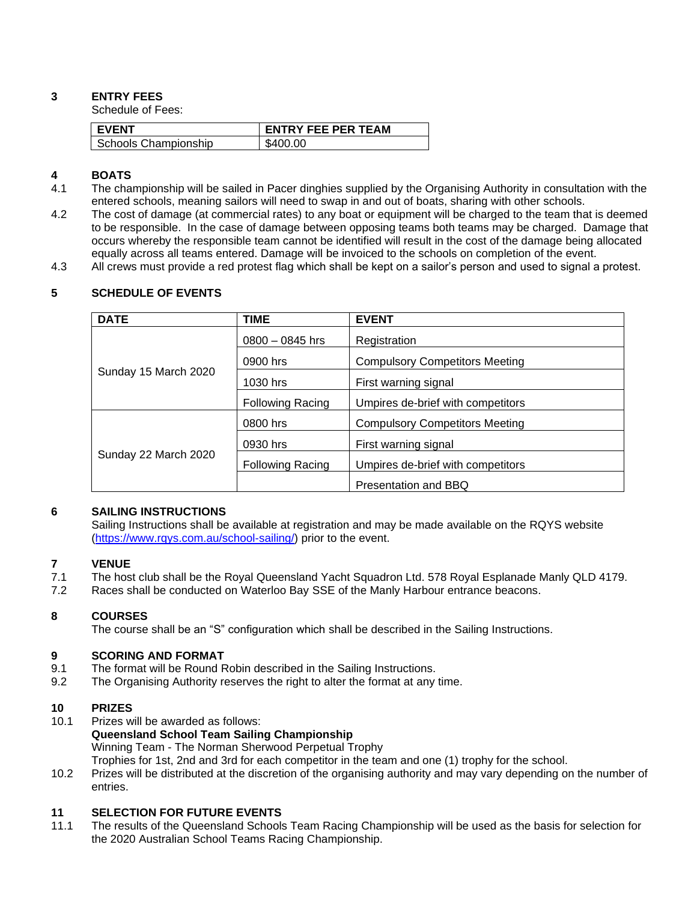## 3 ENTRY FEES

Schedule of Fees:

| EVENT | ENTRY FEE PER TEAM |
| --- | --- |
| Schools Championship | $400.00 |

## 4 BOATS

4.1 The championship will be sailed in Pacer dinghies supplied by the Organising Authority in consultation with the entered schools, meaning sailors will need to swap in and out of boats, sharing with other schools.

4.2 The cost of damage (at commercial rates) to any boat or equipment will be charged to the team that is deemed to be responsible. In the case of damage between opposing teams both teams may be charged. Damage that occurs whereby the responsible team cannot be identified will result in the cost of the damage being allocated equally across all teams entered. Damage will be invoiced to the schools on completion of the event.

4.3 All crews must provide a red protest flag which shall be kept on a sailor's person and used to signal a protest.

## 5 SCHEDULE OF EVENTS

| DATE | TIME | EVENT |
| --- | --- | --- |
| Sunday 15 March 2020 | 0800 – 0845 hrs | Registration |
| | 0900 hrs | Compulsory Competitors Meeting |
| | 1030 hrs | First warning signal |
| | Following Racing | Umpires de-brief with competitors |
| Sunday 22 March 2020 | 0800 hrs | Compulsory Competitors Meeting |
| | 0930 hrs | First warning signal |
| | Following Racing | Umpires de-brief with competitors |
| | | Presentation and BBQ |

## 6 SAILING INSTRUCTIONS

Sailing Instructions shall be available at registration and may be made available on the RQYS website (https://www.rqys.com.au/school-sailing/) prior to the event.

## 7 VENUE

7.1 The host club shall be the Royal Queensland Yacht Squadron Ltd. 578 Royal Esplanade Manly QLD 4179.

7.2 Races shall be conducted on Waterloo Bay SSE of the Manly Harbour entrance beacons.

## 8 COURSES

The course shall be an "S" configuration which shall be described in the Sailing Instructions.

## 9 SCORING AND FORMAT

9.1 The format will be Round Robin described in the Sailing Instructions.

9.2 The Organising Authority reserves the right to alter the format at any time.

## 10 PRIZES

10.1 Prizes will be awarded as follows:

**Queensland School Team Sailing Championship**

Winning Team - The Norman Sherwood Perpetual Trophy

Trophies for 1st, 2nd and 3rd for each competitor in the team and one (1) trophy for the school.

10.2 Prizes will be distributed at the discretion of the organising authority and may vary depending on the number of entries.

## 11 SELECTION FOR FUTURE EVENTS

11.1 The results of the Queensland Schools Team Racing Championship will be used as the basis for selection for the 2020 Australian School Teams Racing Championship.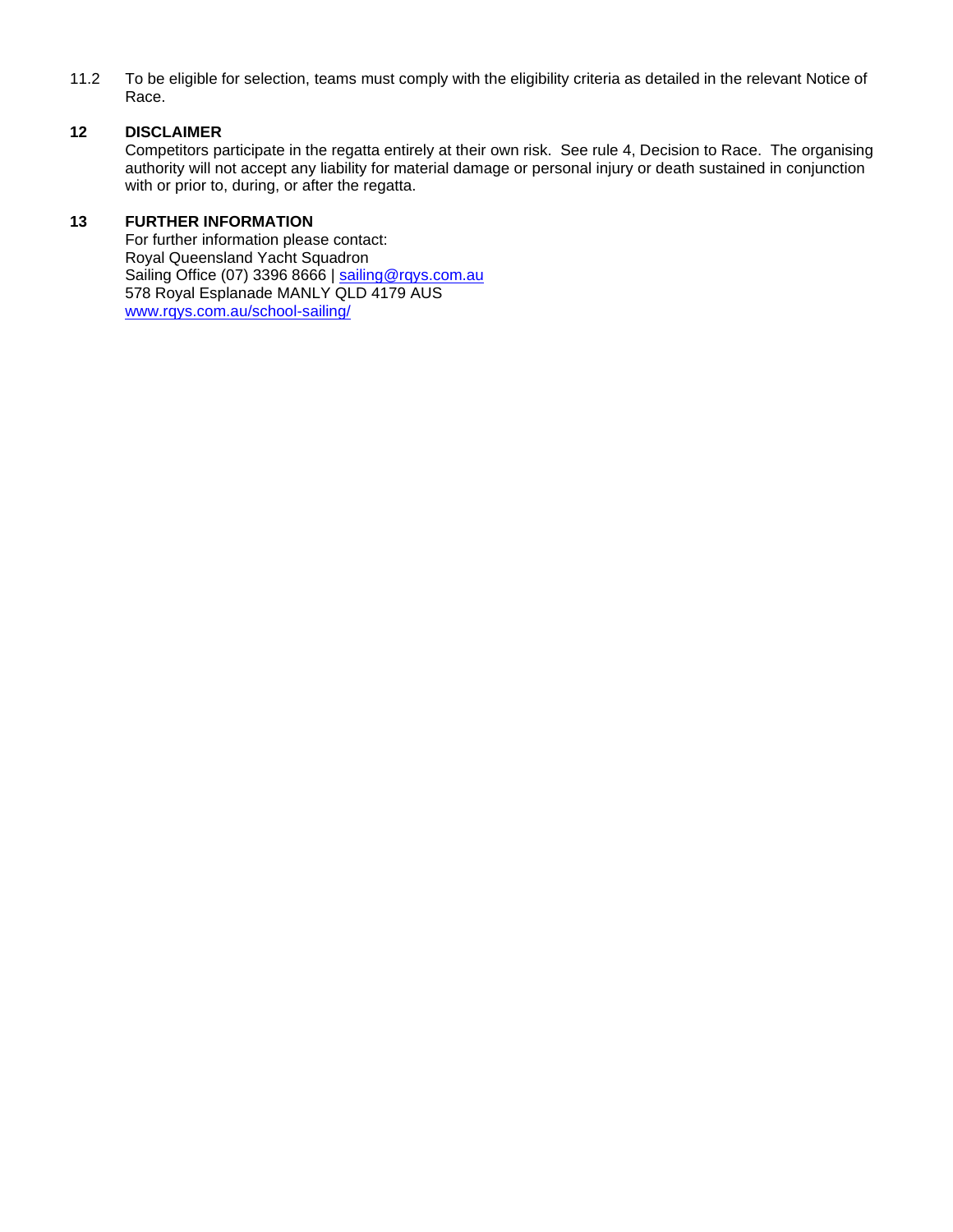11.2 To be eligible for selection, teams must comply with the eligibility criteria as detailed in the relevant Notice of Race.

## 12 DISCLAIMER

Competitors participate in the regatta entirely at their own risk. See rule 4, Decision to Race. The organising authority will not accept any liability for material damage or personal injury or death sustained in conjunction with or prior to, during, or after the regatta.

## 13 FURTHER INFORMATION

For further information please contact:
Royal Queensland Yacht Squadron
Sailing Office (07) 3396 8666 | [sailing@rqys.com.au](mailto:sailing@rqys.com.au)
578 Royal Esplanade MANLY QLD 4179 AUS
[www.rqys.com.au/school-sailing/](http://www.rqys.com.au/school-sailing/)